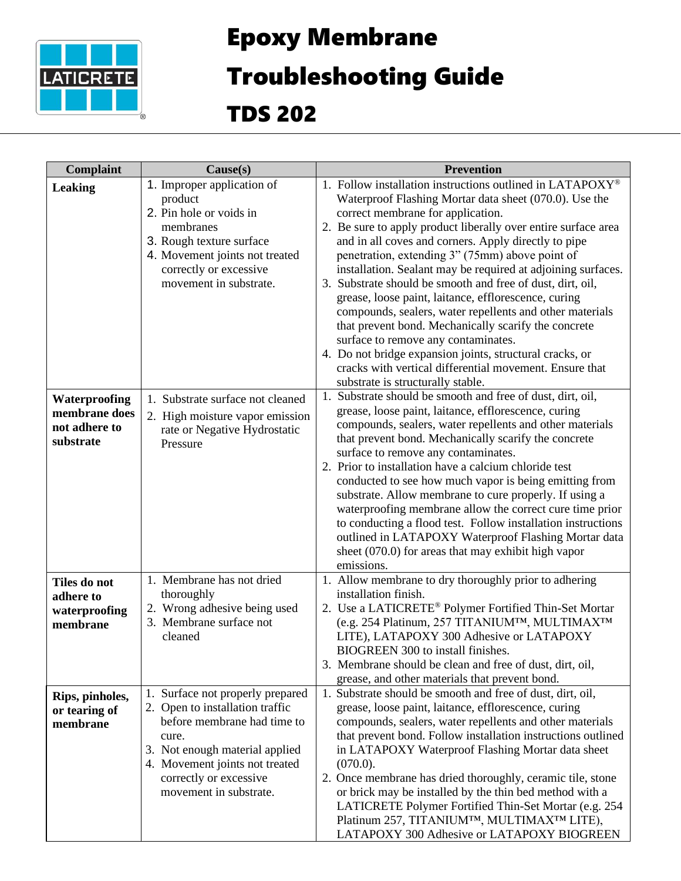# Epoxy Membrane Troubleshooting Guide

## TDS 202

| Complaint | Cause(s) | Prevention |
|---|---|---|
| **Leaking** | 1. Improper application of product<br>2. Pin hole or voids in membranes<br>3. Rough texture surface<br>4. Movement joints not treated correctly or excessive movement in substrate. | 1. Follow installation instructions outlined in LATAPOXY® Waterproof Flashing Mortar data sheet (070.0). Use the correct membrane for application.<br>2. Be sure to apply product liberally over entire surface area and in all coves and corners. Apply directly to pipe penetration, extending 3" (75mm) above point of installation. Sealant may be required at adjoining surfaces.<br>3. Substrate should be smooth and free of dust, dirt, oil, grease, loose paint, laitance, efflorescence, curing compounds, sealers, water repellents and other materials that prevent bond. Mechanically scarify the concrete surface to remove any contaminates.<br>4. Do not bridge expansion joints, structural cracks, or cracks with vertical differential movement. Ensure that substrate is structurally stable. |
| **Waterproofing membrane does not adhere to substrate** | 1. Substrate surface not cleaned<br>2. High moisture vapor emission rate or Negative Hydrostatic Pressure | 1. Substrate should be smooth and free of dust, dirt, oil, grease, loose paint, laitance, efflorescence, curing compounds, sealers, water repellents and other materials that prevent bond. Mechanically scarify the concrete surface to remove any contaminates.<br>2. Prior to installation have a calcium chloride test conducted to see how much vapor is being emitting from substrate. Allow membrane to cure properly. If using a waterproofing membrane allow the correct cure time prior to conducting a flood test. Follow installation instructions outlined in LATAPOXY Waterproof Flashing Mortar data sheet (070.0) for areas that may exhibit high vapor emissions. |
| **Tiles do not adhere to waterproofing membrane** | 1. Membrane has not dried thoroughly<br>2. Wrong adhesive being used<br>3. Membrane surface not cleaned | 1. Allow membrane to dry thoroughly prior to adhering installation finish.<br>2. Use a LATICRETE® Polymer Fortified Thin-Set Mortar (e.g. 254 Platinum, 257 TITANIUM™, MULTIMAX™ LITE), LATAPOXY 300 Adhesive or LATAPOXY BIOGREEN 300 to install finishes.<br>3. Membrane should be clean and free of dust, dirt, oil, grease, and other materials that prevent bond. |
| **Rips, pinholes, or tearing of membrane** | 1. Surface not properly prepared<br>2. Open to installation traffic before membrane had time to cure.<br>3. Not enough material applied<br>4. Movement joints not treated correctly or excessive movement in substrate. | 1. Substrate should be smooth and free of dust, dirt, oil, grease, loose paint, laitance, efflorescence, curing compounds, sealers, water repellents and other materials that prevent bond. Follow installation instructions outlined in LATAPOXY Waterproof Flashing Mortar data sheet (070.0).<br>2. Once membrane has dried thoroughly, ceramic tile, stone or brick may be installed by the thin bed method with a LATICRETE Polymer Fortified Thin-Set Mortar (e.g. 254 Platinum 257, TITANIUM™, MULTIMAX™ LITE), LATAPOXY 300 Adhesive or LATAPOXY BIOGREEN |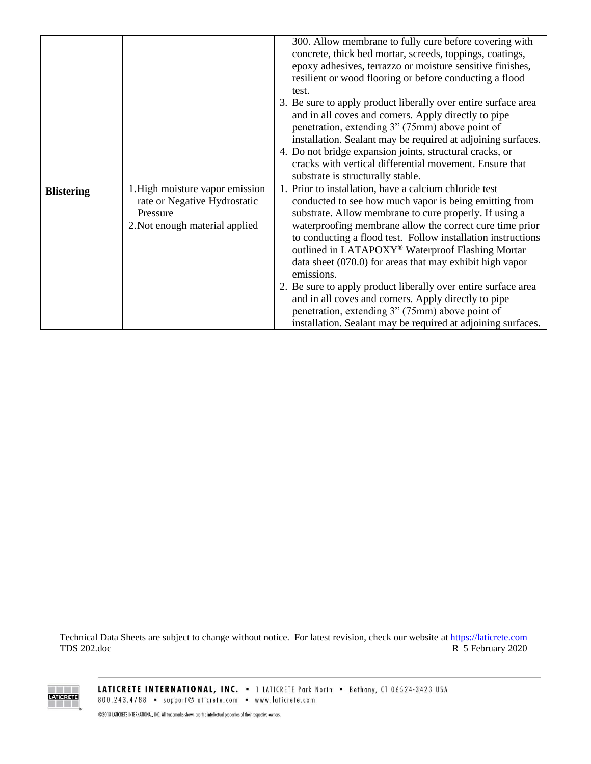| | | |
|---|---|---|
| | | 300. Allow membrane to fully cure before covering with concrete, thick bed mortar, screeds, toppings, coatings, epoxy adhesives, terrazzo or moisture sensitive finishes, resilient or wood flooring or before conducting a flood test.<br>3. Be sure to apply product liberally over entire surface area and in all coves and corners. Apply directly to pipe penetration, extending 3" (75mm) above point of installation. Sealant may be required at adjoining surfaces.<br>4. Do not bridge expansion joints, structural cracks, or cracks with vertical differential movement. Ensure that substrate is structurally stable. |
| **Blistering** | 1. High moisture vapor emission rate or Negative Hydrostatic Pressure<br>2. Not enough material applied | 1. Prior to installation, have a calcium chloride test conducted to see how much vapor is being emitting from substrate. Allow membrane to cure properly. If using a waterproofing membrane allow the correct cure time prior to conducting a flood test. Follow installation instructions outlined in LATAPOXY® Waterproof Flashing Mortar data sheet (070.0) for areas that may exhibit high vapor emissions.<br>2. Be sure to apply product liberally over entire surface area and in all coves and corners. Apply directly to pipe penetration, extending 3" (75mm) above point of installation. Sealant may be required at adjoining surfaces. |

Technical Data Sheets are subject to change without notice. For latest revision, check our website at https://laticrete.com
TDS 202.doc R 5 February 2020

**LATICRETE INTERNATIONAL, INC.** ▪ 1 LATICRETE Park North ▪ Bethany, CT 06524-3423 USA
800.243.4788 ▪ support@laticrete.com ▪ www.laticrete.com

©2013 LATICRETE INTERNATIONAL, INC. All trademarks shown are the intellectual properties of their respective owners.